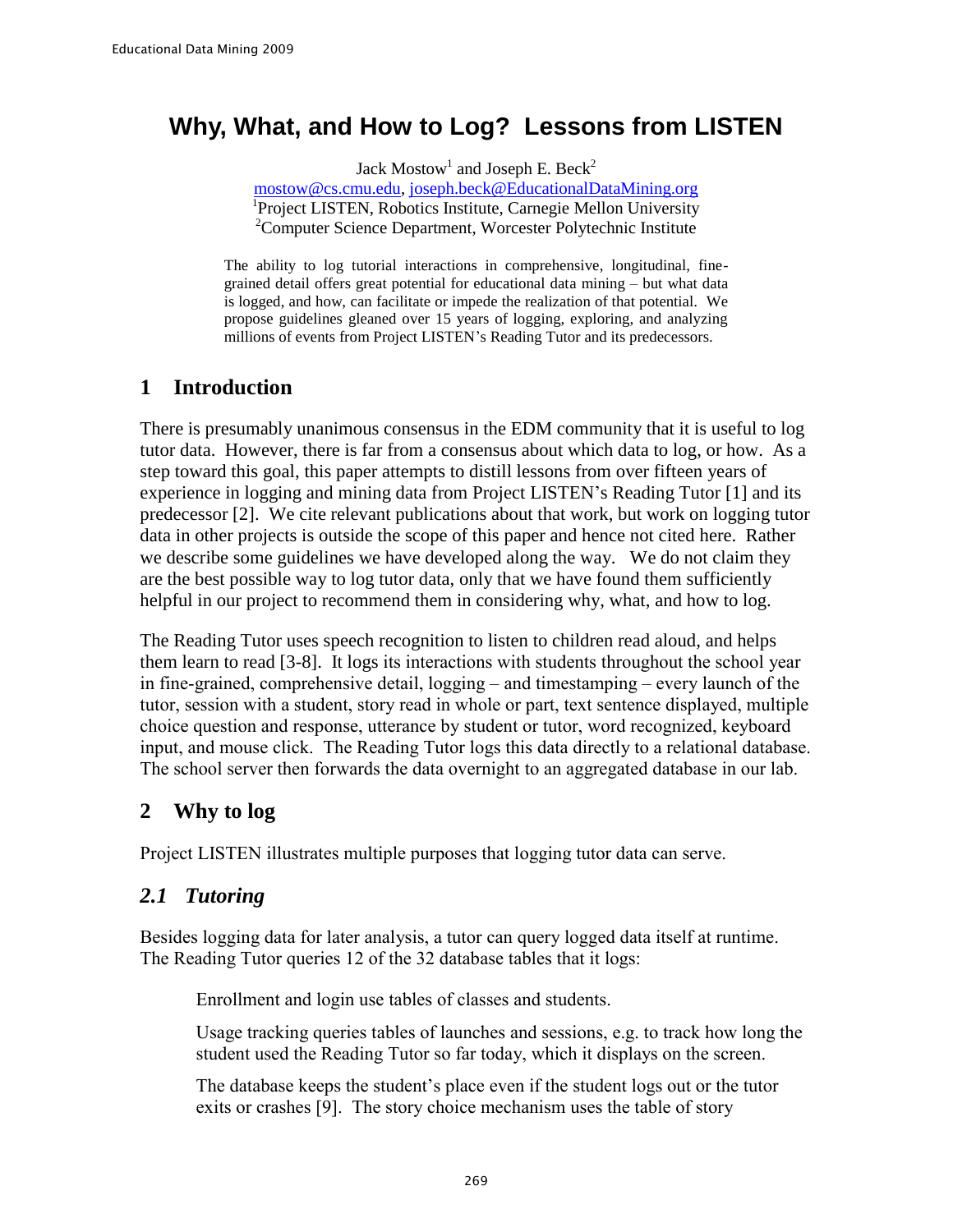# Why, What, and How to Log? Lessons from LISTEN

Jack Mostow[1] and Joseph E. Beck[2]

mostow@cs.cmu.edu, joseph.beck@EducationalDataMining.org

[1]Project LISTEN, Robotics Institute, Carnegie Mellon University

[2]Computer Science Department, Worcester Polytechnic Institute

The ability to log tutorial interactions in comprehensive, longitudinal, fine-grained detail offers great potential for educational data mining – but what data is logged, and how, can facilitate or impede the realization of that potential. We propose guidelines gleaned over 15 years of logging, exploring, and analyzing millions of events from Project LISTEN's Reading Tutor and its predecessors.

## 1 Introduction

There is presumably unanimous consensus in the EDM community that it is useful to log tutor data. However, there is far from a consensus about which data to log, or how. As a step toward this goal, this paper attempts to distill lessons from over fifteen years of experience in logging and mining data from Project LISTEN's Reading Tutor [1] and its predecessor [2]. We cite relevant publications about that work, but work on logging tutor data in other projects is outside the scope of this paper and hence not cited here. Rather we describe some guidelines we have developed along the way. We do not claim they are the best possible way to log tutor data, only that we have found them sufficiently helpful in our project to recommend them in considering why, what, and how to log.

The Reading Tutor uses speech recognition to listen to children read aloud, and helps them learn to read [3-8]. It logs its interactions with students throughout the school year in fine-grained, comprehensive detail, logging – and timestamping – every launch of the tutor, session with a student, story read in whole or part, text sentence displayed, multiple choice question and response, utterance by student or tutor, word recognized, keyboard input, and mouse click. The Reading Tutor logs this data directly to a relational database. The school server then forwards the data overnight to an aggregated database in our lab.

## 2 Why to log

Project LISTEN illustrates multiple purposes that logging tutor data can serve.

### *2.1 Tutoring*

Besides logging data for later analysis, a tutor can query logged data itself at runtime. The Reading Tutor queries 12 of the 32 database tables that it logs:

Enrollment and login use tables of classes and students.

Usage tracking queries tables of launches and sessions, e.g. to track how long the student used the Reading Tutor so far today, which it displays on the screen.

The database keeps the student's place even if the student logs out or the tutor exits or crashes [9]. The story choice mechanism uses the table of story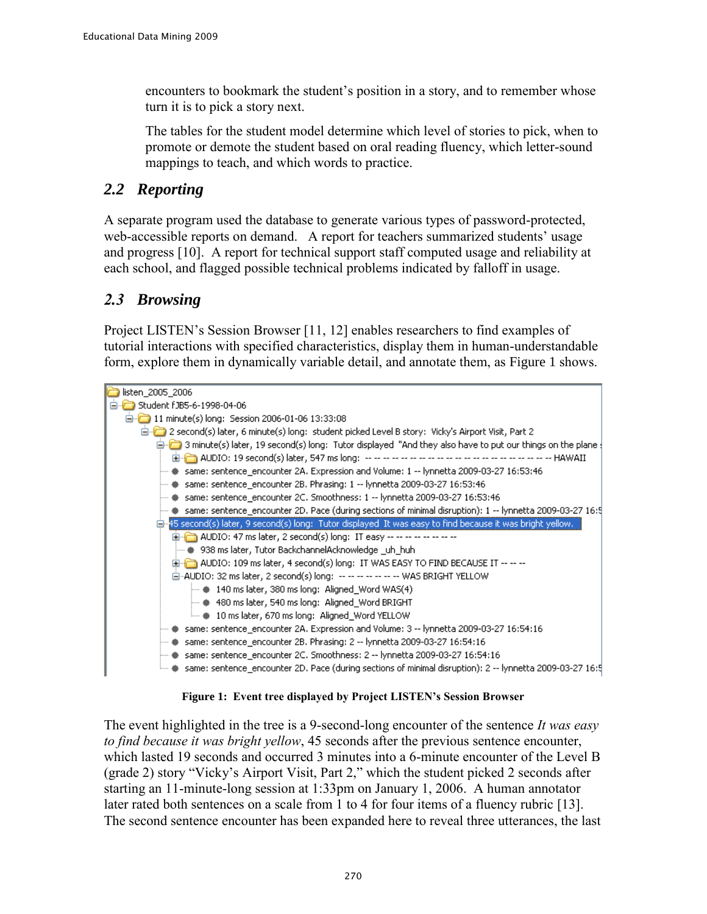encounters to bookmark the student's position in a story, and to remember whose turn it is to pick a story next.

The tables for the student model determine which level of stories to pick, when to promote or demote the student based on oral reading fluency, which letter-sound mappings to teach, and which words to practice.

## 2.2 Reporting

A separate program used the database to generate various types of password-protected, web-accessible reports on demand. A report for teachers summarized students' usage and progress [10]. A report for technical support staff computed usage and reliability at each school, and flagged possible technical problems indicated by falloff in usage.

## 2.3 Browsing

Project LISTEN's Session Browser [11, 12] enables researchers to find examples of tutorial interactions with specified characteristics, display them in human-understandable form, explore them in dynamically variable detail, and annotate them, as Figure 1 shows.

```
listen_2005_2006
  Student fJB5-6-1998-04-06
    11 minute(s) long: Session 2006-01-06 13:33:08
      2 second(s) later, 6 minute(s) long: student picked Level B story: Vicky's Airport Visit, Part 2
        3 minute(s) later, 19 second(s) long: Tutor displayed "And they also have to put our things on the plane
          AUDIO: 19 second(s) later, 547 ms long: -- -- -- -- -- -- -- -- -- -- -- -- -- -- -- -- -- -- -- -- -- -- HAWAII
          same: sentence_encounter 2A. Expression and Volume: 1 -- lynnetta 2009-03-27 16:53:46
          same: sentence_encounter 2B. Phrasing: 1 -- lynnetta 2009-03-27 16:53:46
          same: sentence_encounter 2C. Smoothness: 1 -- lynnetta 2009-03-27 16:53:46
          same: sentence_encounter 2D. Pace (during sections of minimal disruption): 1 -- lynnetta 2009-03-27 16:5
        45 second(s) later, 9 second(s) long: Tutor displayed It was easy to find because it was bright yellow.
          AUDIO: 47 ms later, 2 second(s) long: IT easy -- -- -- -- -- -- -- --
          938 ms later, Tutor BackchannelAcknowledge _uh_huh
          AUDIO: 109 ms later, 4 second(s) long: IT WAS EASY TO FIND BECAUSE IT -- -- --
          AUDIO: 32 ms later, 2 second(s) long: -- -- -- -- -- -- -- WAS BRIGHT YELLOW
            140 ms later, 380 ms long: Aligned_Word WAS(4)
            480 ms later, 540 ms long: Aligned_Word BRIGHT
            10 ms later, 670 ms long: Aligned_Word YELLOW
          same: sentence_encounter 2A. Expression and Volume: 3 -- lynnetta 2009-03-27 16:54:16
          same: sentence_encounter 2B. Phrasing: 2 -- lynnetta 2009-03-27 16:54:16
          same: sentence_encounter 2C. Smoothness: 2 -- lynnetta 2009-03-27 16:54:16
          same: sentence_encounter 2D. Pace (during sections of minimal disruption): 2 -- lynnetta 2009-03-27 16:5
```

**Figure 1: Event tree displayed by Project LISTEN's Session Browser**

The event highlighted in the tree is a 9-second-long encounter of the sentence *It was easy to find because it was bright yellow*, 45 seconds after the previous sentence encounter, which lasted 19 seconds and occurred 3 minutes into a 6-minute encounter of the Level B (grade 2) story "Vicky's Airport Visit, Part 2," which the student picked 2 seconds after starting an 11-minute-long session at 1:33pm on January 1, 2006. A human annotator later rated both sentences on a scale from 1 to 4 for four items of a fluency rubric [13]. The second sentence encounter has been expanded here to reveal three utterances, the last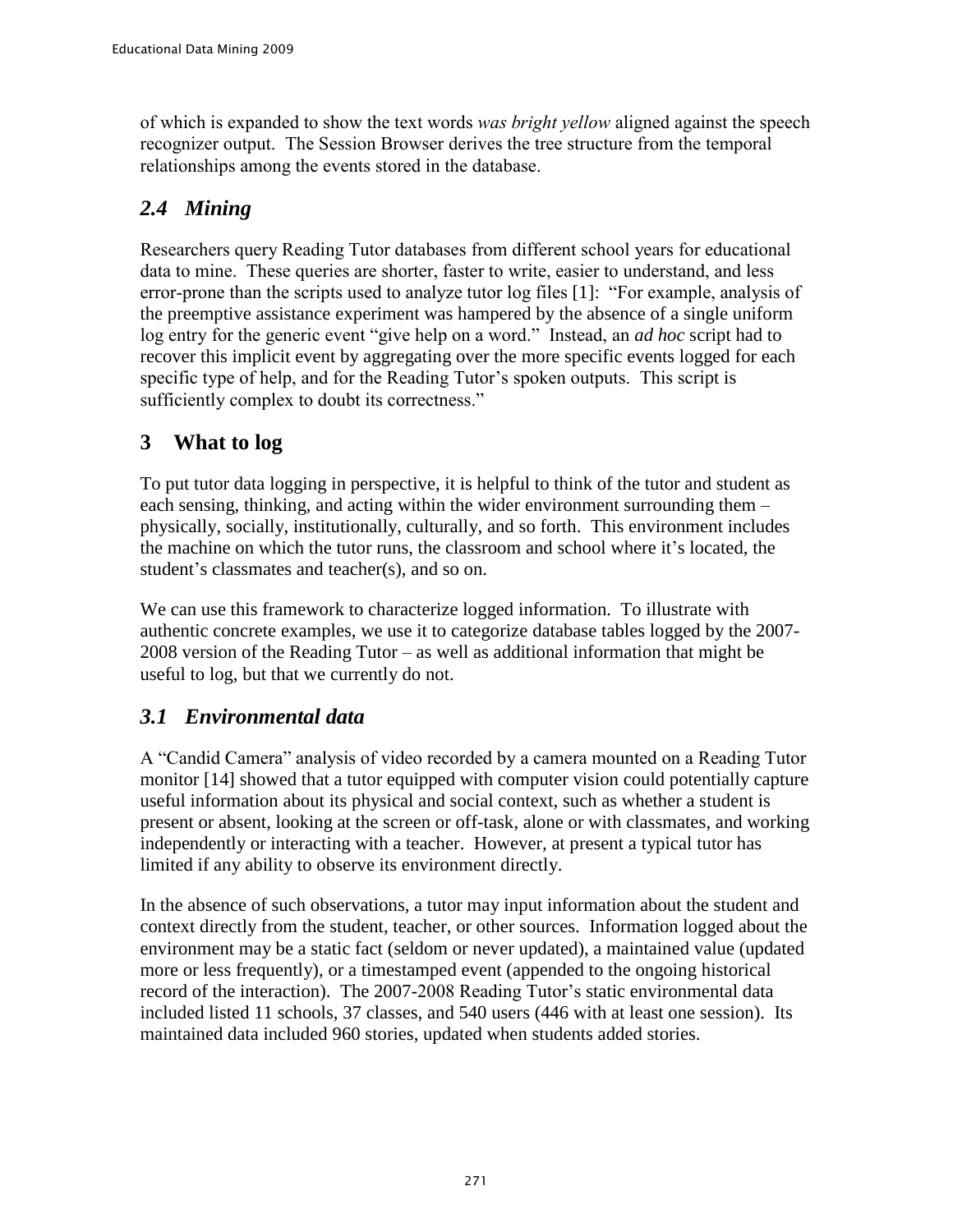of which is expanded to show the text words *was bright yellow* aligned against the speech recognizer output. The Session Browser derives the tree structure from the temporal relationships among the events stored in the database.

## *2.4 Mining*

Researchers query Reading Tutor databases from different school years for educational data to mine. These queries are shorter, faster to write, easier to understand, and less error-prone than the scripts used to analyze tutor log files [1]: "For example, analysis of the preemptive assistance experiment was hampered by the absence of a single uniform log entry for the generic event "give help on a word." Instead, an *ad hoc* script had to recover this implicit event by aggregating over the more specific events logged for each specific type of help, and for the Reading Tutor's spoken outputs. This script is sufficiently complex to doubt its correctness."

# 3 What to log

To put tutor data logging in perspective, it is helpful to think of the tutor and student as each sensing, thinking, and acting within the wider environment surrounding them – physically, socially, institutionally, culturally, and so forth. This environment includes the machine on which the tutor runs, the classroom and school where it's located, the student's classmates and teacher(s), and so on.

We can use this framework to characterize logged information. To illustrate with authentic concrete examples, we use it to categorize database tables logged by the 2007-2008 version of the Reading Tutor – as well as additional information that might be useful to log, but that we currently do not.

## *3.1 Environmental data*

A "Candid Camera" analysis of video recorded by a camera mounted on a Reading Tutor monitor [14] showed that a tutor equipped with computer vision could potentially capture useful information about its physical and social context, such as whether a student is present or absent, looking at the screen or off-task, alone or with classmates, and working independently or interacting with a teacher. However, at present a typical tutor has limited if any ability to observe its environment directly.

In the absence of such observations, a tutor may input information about the student and context directly from the student, teacher, or other sources. Information logged about the environment may be a static fact (seldom or never updated), a maintained value (updated more or less frequently), or a timestamped event (appended to the ongoing historical record of the interaction). The 2007-2008 Reading Tutor's static environmental data included listed 11 schools, 37 classes, and 540 users (446 with at least one session). Its maintained data included 960 stories, updated when students added stories.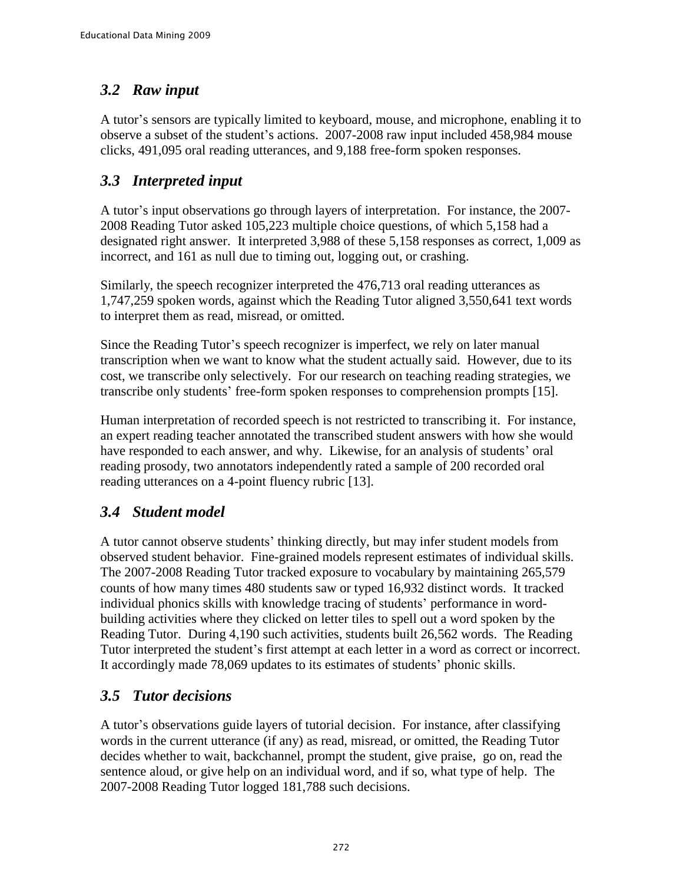## *3.2 Raw input*

A tutor's sensors are typically limited to keyboard, mouse, and microphone, enabling it to observe a subset of the student's actions. 2007-2008 raw input included 458,984 mouse clicks, 491,095 oral reading utterances, and 9,188 free-form spoken responses.

## *3.3 Interpreted input*

A tutor's input observations go through layers of interpretation. For instance, the 2007-2008 Reading Tutor asked 105,223 multiple choice questions, of which 5,158 had a designated right answer. It interpreted 3,988 of these 5,158 responses as correct, 1,009 as incorrect, and 161 as null due to timing out, logging out, or crashing.

Similarly, the speech recognizer interpreted the 476,713 oral reading utterances as 1,747,259 spoken words, against which the Reading Tutor aligned 3,550,641 text words to interpret them as read, misread, or omitted.

Since the Reading Tutor's speech recognizer is imperfect, we rely on later manual transcription when we want to know what the student actually said. However, due to its cost, we transcribe only selectively. For our research on teaching reading strategies, we transcribe only students' free-form spoken responses to comprehension prompts [15].

Human interpretation of recorded speech is not restricted to transcribing it. For instance, an expert reading teacher annotated the transcribed student answers with how she would have responded to each answer, and why. Likewise, for an analysis of students' oral reading prosody, two annotators independently rated a sample of 200 recorded oral reading utterances on a 4-point fluency rubric [13].

## *3.4 Student model*

A tutor cannot observe students' thinking directly, but may infer student models from observed student behavior. Fine-grained models represent estimates of individual skills. The 2007-2008 Reading Tutor tracked exposure to vocabulary by maintaining 265,579 counts of how many times 480 students saw or typed 16,932 distinct words. It tracked individual phonics skills with knowledge tracing of students' performance in word-building activities where they clicked on letter tiles to spell out a word spoken by the Reading Tutor. During 4,190 such activities, students built 26,562 words. The Reading Tutor interpreted the student's first attempt at each letter in a word as correct or incorrect. It accordingly made 78,069 updates to its estimates of students' phonic skills.

## *3.5 Tutor decisions*

A tutor's observations guide layers of tutorial decision. For instance, after classifying words in the current utterance (if any) as read, misread, or omitted, the Reading Tutor decides whether to wait, backchannel, prompt the student, give praise, go on, read the sentence aloud, or give help on an individual word, and if so, what type of help. The 2007-2008 Reading Tutor logged 181,788 such decisions.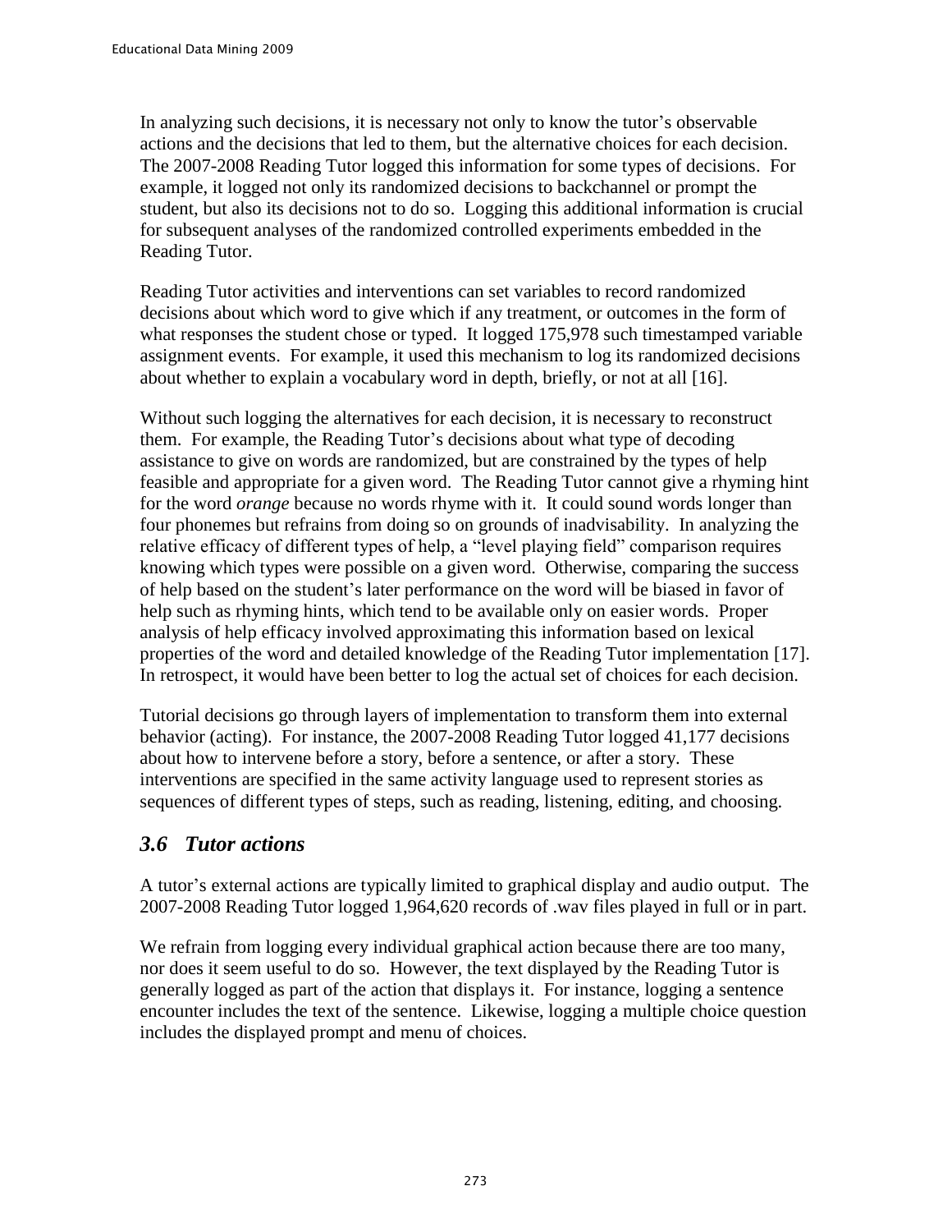In analyzing such decisions, it is necessary not only to know the tutor's observable actions and the decisions that led to them, but the alternative choices for each decision. The 2007-2008 Reading Tutor logged this information for some types of decisions. For example, it logged not only its randomized decisions to backchannel or prompt the student, but also its decisions not to do so. Logging this additional information is crucial for subsequent analyses of the randomized controlled experiments embedded in the Reading Tutor.

Reading Tutor activities and interventions can set variables to record randomized decisions about which word to give which if any treatment, or outcomes in the form of what responses the student chose or typed. It logged 175,978 such timestamped variable assignment events. For example, it used this mechanism to log its randomized decisions about whether to explain a vocabulary word in depth, briefly, or not at all [16].

Without such logging the alternatives for each decision, it is necessary to reconstruct them. For example, the Reading Tutor's decisions about what type of decoding assistance to give on words are randomized, but are constrained by the types of help feasible and appropriate for a given word. The Reading Tutor cannot give a rhyming hint for the word *orange* because no words rhyme with it. It could sound words longer than four phonemes but refrains from doing so on grounds of inadvisability. In analyzing the relative efficacy of different types of help, a "level playing field" comparison requires knowing which types were possible on a given word. Otherwise, comparing the success of help based on the student's later performance on the word will be biased in favor of help such as rhyming hints, which tend to be available only on easier words. Proper analysis of help efficacy involved approximating this information based on lexical properties of the word and detailed knowledge of the Reading Tutor implementation [17]. In retrospect, it would have been better to log the actual set of choices for each decision.

Tutorial decisions go through layers of implementation to transform them into external behavior (acting). For instance, the 2007-2008 Reading Tutor logged 41,177 decisions about how to intervene before a story, before a sentence, or after a story. These interventions are specified in the same activity language used to represent stories as sequences of different types of steps, such as reading, listening, editing, and choosing.

## *3.6 Tutor actions*

A tutor's external actions are typically limited to graphical display and audio output. The 2007-2008 Reading Tutor logged 1,964,620 records of .wav files played in full or in part.

We refrain from logging every individual graphical action because there are too many, nor does it seem useful to do so. However, the text displayed by the Reading Tutor is generally logged as part of the action that displays it. For instance, logging a sentence encounter includes the text of the sentence. Likewise, logging a multiple choice question includes the displayed prompt and menu of choices.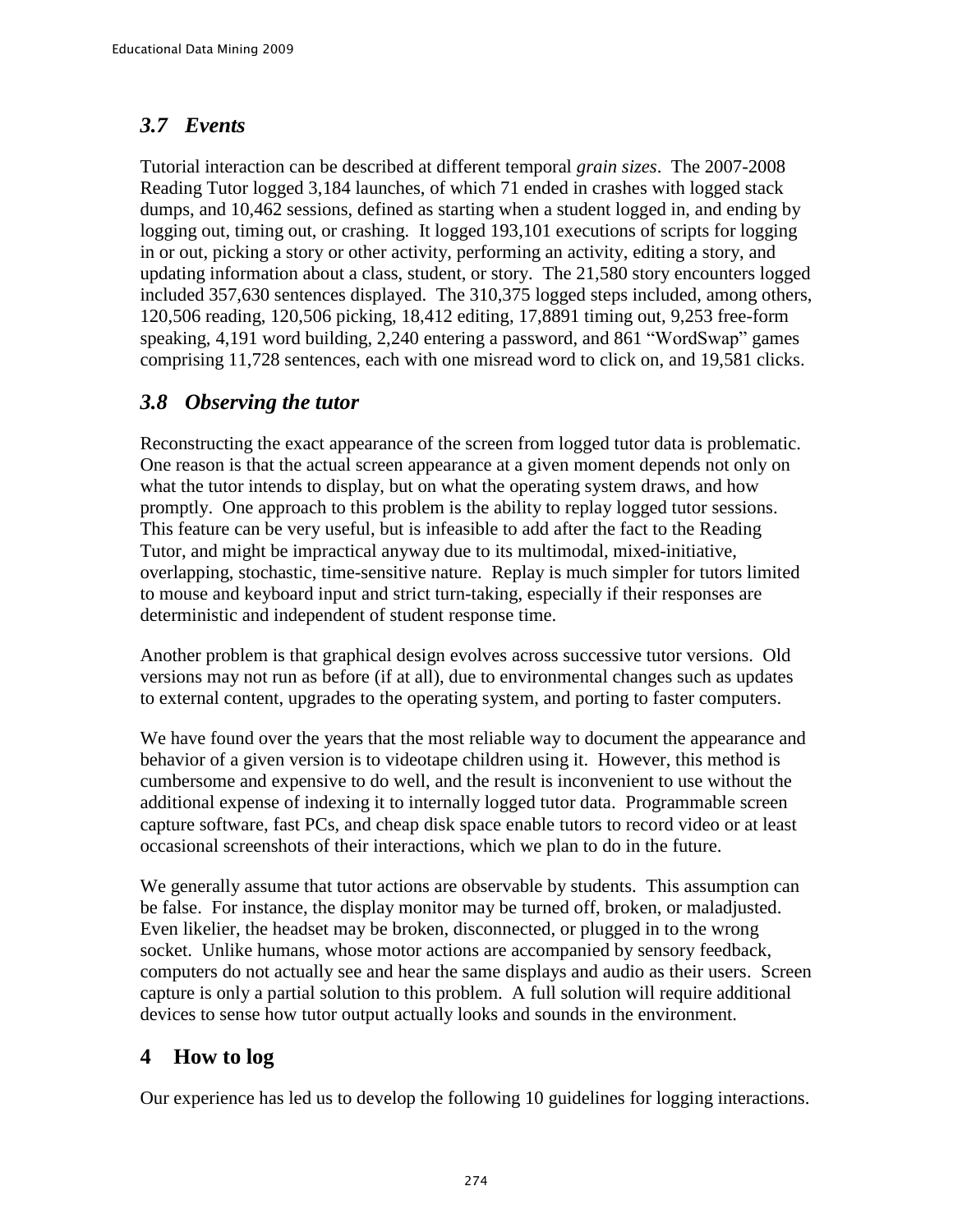### *3.7 Events*

Tutorial interaction can be described at different temporal *grain sizes*. The 2007-2008 Reading Tutor logged 3,184 launches, of which 71 ended in crashes with logged stack dumps, and 10,462 sessions, defined as starting when a student logged in, and ending by logging out, timing out, or crashing. It logged 193,101 executions of scripts for logging in or out, picking a story or other activity, performing an activity, editing a story, and updating information about a class, student, or story. The 21,580 story encounters logged included 357,630 sentences displayed. The 310,375 logged steps included, among others, 120,506 reading, 120,506 picking, 18,412 editing, 17,8891 timing out, 9,253 free-form speaking, 4,191 word building, 2,240 entering a password, and 861 "WordSwap" games comprising 11,728 sentences, each with one misread word to click on, and 19,581 clicks.

### *3.8 Observing the tutor*

Reconstructing the exact appearance of the screen from logged tutor data is problematic. One reason is that the actual screen appearance at a given moment depends not only on what the tutor intends to display, but on what the operating system draws, and how promptly. One approach to this problem is the ability to replay logged tutor sessions. This feature can be very useful, but is infeasible to add after the fact to the Reading Tutor, and might be impractical anyway due to its multimodal, mixed-initiative, overlapping, stochastic, time-sensitive nature. Replay is much simpler for tutors limited to mouse and keyboard input and strict turn-taking, especially if their responses are deterministic and independent of student response time.

Another problem is that graphical design evolves across successive tutor versions. Old versions may not run as before (if at all), due to environmental changes such as updates to external content, upgrades to the operating system, and porting to faster computers.

We have found over the years that the most reliable way to document the appearance and behavior of a given version is to videotape children using it. However, this method is cumbersome and expensive to do well, and the result is inconvenient to use without the additional expense of indexing it to internally logged tutor data. Programmable screen capture software, fast PCs, and cheap disk space enable tutors to record video or at least occasional screenshots of their interactions, which we plan to do in the future.

We generally assume that tutor actions are observable by students. This assumption can be false. For instance, the display monitor may be turned off, broken, or maladjusted. Even likelier, the headset may be broken, disconnected, or plugged in to the wrong socket. Unlike humans, whose motor actions are accompanied by sensory feedback, computers do not actually see and hear the same displays and audio as their users. Screen capture is only a partial solution to this problem. A full solution will require additional devices to sense how tutor output actually looks and sounds in the environment.

## 4 How to log

Our experience has led us to develop the following 10 guidelines for logging interactions.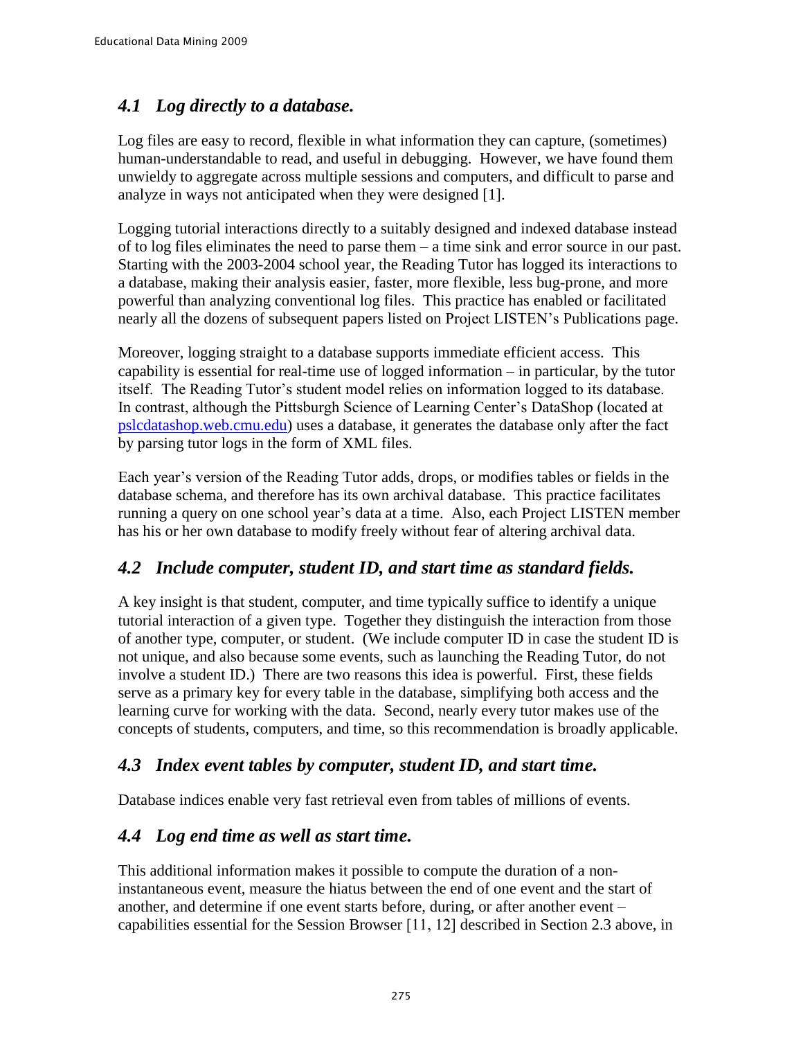## *4.1 Log directly to a database.*

Log files are easy to record, flexible in what information they can capture, (sometimes) human-understandable to read, and useful in debugging. However, we have found them unwieldy to aggregate across multiple sessions and computers, and difficult to parse and analyze in ways not anticipated when they were designed [1].

Logging tutorial interactions directly to a suitably designed and indexed database instead of to log files eliminates the need to parse them – a time sink and error source in our past. Starting with the 2003-2004 school year, the Reading Tutor has logged its interactions to a database, making their analysis easier, faster, more flexible, less bug-prone, and more powerful than analyzing conventional log files. This practice has enabled or facilitated nearly all the dozens of subsequent papers listed on Project LISTEN's Publications page.

Moreover, logging straight to a database supports immediate efficient access. This capability is essential for real-time use of logged information – in particular, by the tutor itself. The Reading Tutor's student model relies on information logged to its database. In contrast, although the Pittsburgh Science of Learning Center's DataShop (located at pslcdatashop.web.cmu.edu) uses a database, it generates the database only after the fact by parsing tutor logs in the form of XML files.

Each year's version of the Reading Tutor adds, drops, or modifies tables or fields in the database schema, and therefore has its own archival database. This practice facilitates running a query on one school year's data at a time. Also, each Project LISTEN member has his or her own database to modify freely without fear of altering archival data.

## *4.2 Include computer, student ID, and start time as standard fields.*

A key insight is that student, computer, and time typically suffice to identify a unique tutorial interaction of a given type. Together they distinguish the interaction from those of another type, computer, or student. (We include computer ID in case the student ID is not unique, and also because some events, such as launching the Reading Tutor, do not involve a student ID.) There are two reasons this idea is powerful. First, these fields serve as a primary key for every table in the database, simplifying both access and the learning curve for working with the data. Second, nearly every tutor makes use of the concepts of students, computers, and time, so this recommendation is broadly applicable.

## *4.3 Index event tables by computer, student ID, and start time.*

Database indices enable very fast retrieval even from tables of millions of events.

## *4.4 Log end time as well as start time.*

This additional information makes it possible to compute the duration of a non-instantaneous event, measure the hiatus between the end of one event and the start of another, and determine if one event starts before, during, or after another event – capabilities essential for the Session Browser [11, 12] described in Section 2.3 above, in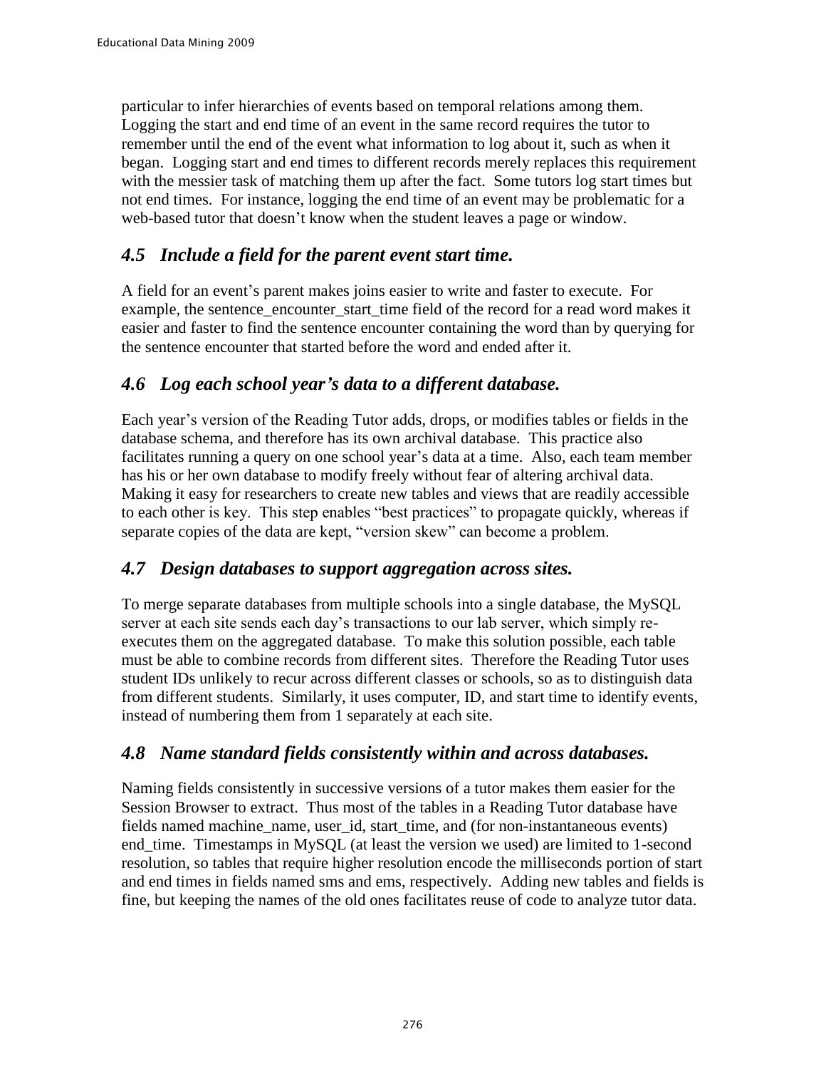particular to infer hierarchies of events based on temporal relations among them. Logging the start and end time of an event in the same record requires the tutor to remember until the end of the event what information to log about it, such as when it began. Logging start and end times to different records merely replaces this requirement with the messier task of matching them up after the fact. Some tutors log start times but not end times. For instance, logging the end time of an event may be problematic for a web-based tutor that doesn't know when the student leaves a page or window.

## *4.5 Include a field for the parent event start time.*

A field for an event's parent makes joins easier to write and faster to execute. For example, the sentence_encounter_start_time field of the record for a read word makes it easier and faster to find the sentence encounter containing the word than by querying for the sentence encounter that started before the word and ended after it.

## *4.6 Log each school year's data to a different database.*

Each year's version of the Reading Tutor adds, drops, or modifies tables or fields in the database schema, and therefore has its own archival database. This practice also facilitates running a query on one school year's data at a time. Also, each team member has his or her own database to modify freely without fear of altering archival data. Making it easy for researchers to create new tables and views that are readily accessible to each other is key. This step enables "best practices" to propagate quickly, whereas if separate copies of the data are kept, "version skew" can become a problem.

## *4.7 Design databases to support aggregation across sites.*

To merge separate databases from multiple schools into a single database, the MySQL server at each site sends each day's transactions to our lab server, which simply re-executes them on the aggregated database. To make this solution possible, each table must be able to combine records from different sites. Therefore the Reading Tutor uses student IDs unlikely to recur across different classes or schools, so as to distinguish data from different students. Similarly, it uses computer, ID, and start time to identify events, instead of numbering them from 1 separately at each site.

## *4.8 Name standard fields consistently within and across databases.*

Naming fields consistently in successive versions of a tutor makes them easier for the Session Browser to extract. Thus most of the tables in a Reading Tutor database have fields named machine_name, user_id, start_time, and (for non-instantaneous events) end_time. Timestamps in MySQL (at least the version we used) are limited to 1-second resolution, so tables that require higher resolution encode the milliseconds portion of start and end times in fields named sms and ems, respectively. Adding new tables and fields is fine, but keeping the names of the old ones facilitates reuse of code to analyze tutor data.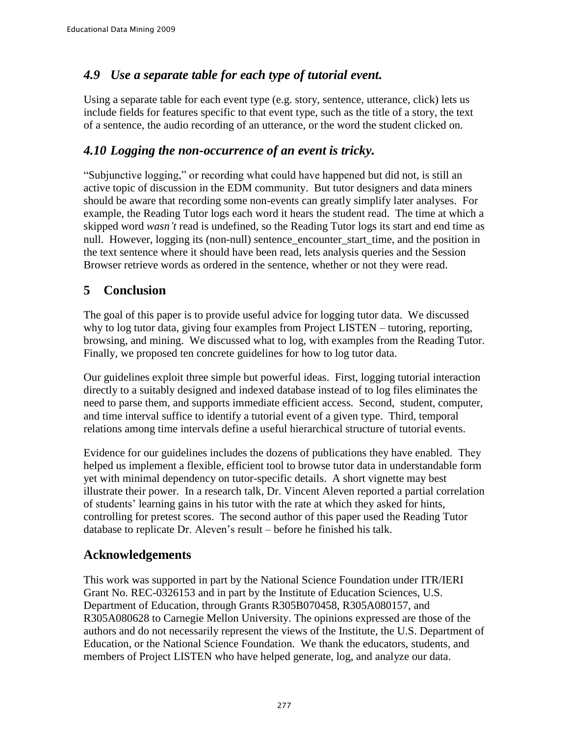### *4.9 Use a separate table for each type of tutorial event.*

Using a separate table for each event type (e.g. story, sentence, utterance, click) lets us include fields for features specific to that event type, such as the title of a story, the text of a sentence, the audio recording of an utterance, or the word the student clicked on.

### *4.10 Logging the non-occurrence of an event is tricky.*

"Subjunctive logging," or recording what could have happened but did not, is still an active topic of discussion in the EDM community. But tutor designers and data miners should be aware that recording some non-events can greatly simplify later analyses. For example, the Reading Tutor logs each word it hears the student read. The time at which a skipped word *wasn't* read is undefined, so the Reading Tutor logs its start and end time as null. However, logging its (non-null) sentence_encounter_start_time, and the position in the text sentence where it should have been read, lets analysis queries and the Session Browser retrieve words as ordered in the sentence, whether or not they were read.

## 5 Conclusion

The goal of this paper is to provide useful advice for logging tutor data. We discussed why to log tutor data, giving four examples from Project LISTEN – tutoring, reporting, browsing, and mining. We discussed what to log, with examples from the Reading Tutor. Finally, we proposed ten concrete guidelines for how to log tutor data.

Our guidelines exploit three simple but powerful ideas. First, logging tutorial interaction directly to a suitably designed and indexed database instead of to log files eliminates the need to parse them, and supports immediate efficient access. Second, student, computer, and time interval suffice to identify a tutorial event of a given type. Third, temporal relations among time intervals define a useful hierarchical structure of tutorial events.

Evidence for our guidelines includes the dozens of publications they have enabled. They helped us implement a flexible, efficient tool to browse tutor data in understandable form yet with minimal dependency on tutor-specific details. A short vignette may best illustrate their power. In a research talk, Dr. Vincent Aleven reported a partial correlation of students' learning gains in his tutor with the rate at which they asked for hints, controlling for pretest scores. The second author of this paper used the Reading Tutor database to replicate Dr. Aleven's result – before he finished his talk.

## Acknowledgements

This work was supported in part by the National Science Foundation under ITR/IERI Grant No. REC-0326153 and in part by the Institute of Education Sciences, U.S. Department of Education, through Grants R305B070458, R305A080157, and R305A080628 to Carnegie Mellon University. The opinions expressed are those of the authors and do not necessarily represent the views of the Institute, the U.S. Department of Education, or the National Science Foundation. We thank the educators, students, and members of Project LISTEN who have helped generate, log, and analyze our data.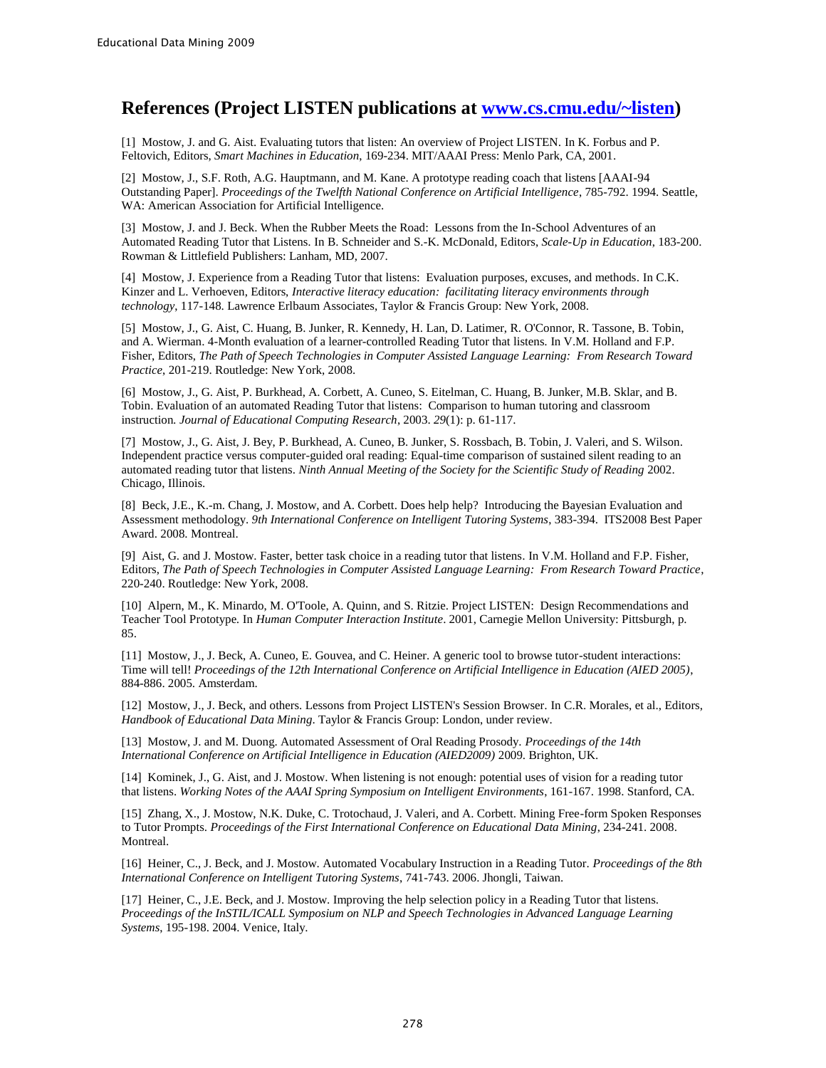## References (Project LISTEN publications at [www.cs.cmu.edu/~listen](http://www.cs.cmu.edu/~listen))

[1] Mostow, J. and G. Aist. Evaluating tutors that listen: An overview of Project LISTEN. In K. Forbus and P. Feltovich, Editors, *Smart Machines in Education*, 169-234. MIT/AAAI Press: Menlo Park, CA, 2001.

[2] Mostow, J., S.F. Roth, A.G. Hauptmann, and M. Kane. A prototype reading coach that listens [AAAI-94 Outstanding Paper]. *Proceedings of the Twelfth National Conference on Artificial Intelligence*, 785-792. 1994. Seattle, WA: American Association for Artificial Intelligence.

[3] Mostow, J. and J. Beck. When the Rubber Meets the Road: Lessons from the In-School Adventures of an Automated Reading Tutor that Listens. In B. Schneider and S.-K. McDonald, Editors, *Scale-Up in Education*, 183-200. Rowman & Littlefield Publishers: Lanham, MD, 2007.

[4] Mostow, J. Experience from a Reading Tutor that listens: Evaluation purposes, excuses, and methods. In C.K. Kinzer and L. Verhoeven, Editors, *Interactive literacy education: facilitating literacy environments through technology*, 117-148. Lawrence Erlbaum Associates, Taylor & Francis Group: New York, 2008.

[5] Mostow, J., G. Aist, C. Huang, B. Junker, R. Kennedy, H. Lan, D. Latimer, R. O'Connor, R. Tassone, B. Tobin, and A. Wierman. 4-Month evaluation of a learner-controlled Reading Tutor that listens. In V.M. Holland and F.P. Fisher, Editors, *The Path of Speech Technologies in Computer Assisted Language Learning: From Research Toward Practice*, 201-219. Routledge: New York, 2008.

[6] Mostow, J., G. Aist, P. Burkhead, A. Corbett, A. Cuneo, S. Eitelman, C. Huang, B. Junker, M.B. Sklar, and B. Tobin. Evaluation of an automated Reading Tutor that listens: Comparison to human tutoring and classroom instruction. *Journal of Educational Computing Research*, 2003. *29*(1): p. 61-117.

[7] Mostow, J., G. Aist, J. Bey, P. Burkhead, A. Cuneo, B. Junker, S. Rossbach, B. Tobin, J. Valeri, and S. Wilson. Independent practice versus computer-guided oral reading: Equal-time comparison of sustained silent reading to an automated reading tutor that listens. *Ninth Annual Meeting of the Society for the Scientific Study of Reading* 2002. Chicago, Illinois.

[8] Beck, J.E., K.-m. Chang, J. Mostow, and A. Corbett. Does help help? Introducing the Bayesian Evaluation and Assessment methodology. *9th International Conference on Intelligent Tutoring Systems*, 383-394. ITS2008 Best Paper Award. 2008. Montreal.

[9] Aist, G. and J. Mostow. Faster, better task choice in a reading tutor that listens. In V.M. Holland and F.P. Fisher, Editors, *The Path of Speech Technologies in Computer Assisted Language Learning: From Research Toward Practice*, 220-240. Routledge: New York, 2008.

[10] Alpern, M., K. Minardo, M. O'Toole, A. Quinn, and S. Ritzie. Project LISTEN: Design Recommendations and Teacher Tool Prototype. In *Human Computer Interaction Institute*. 2001, Carnegie Mellon University: Pittsburgh, p. 85.

[11] Mostow, J., J. Beck, A. Cuneo, E. Gouvea, and C. Heiner. A generic tool to browse tutor-student interactions: Time will tell! *Proceedings of the 12th International Conference on Artificial Intelligence in Education (AIED 2005)*, 884-886. 2005. Amsterdam.

[12] Mostow, J., J. Beck, and others. Lessons from Project LISTEN's Session Browser. In C.R. Morales, et al., Editors, *Handbook of Educational Data Mining*. Taylor & Francis Group: London, under review.

[13] Mostow, J. and M. Duong. Automated Assessment of Oral Reading Prosody. *Proceedings of the 14th International Conference on Artificial Intelligence in Education (AIED2009)* 2009. Brighton, UK.

[14] Kominek, J., G. Aist, and J. Mostow. When listening is not enough: potential uses of vision for a reading tutor that listens. *Working Notes of the AAAI Spring Symposium on Intelligent Environments*, 161-167. 1998. Stanford, CA.

[15] Zhang, X., J. Mostow, N.K. Duke, C. Trotochaud, J. Valeri, and A. Corbett. Mining Free-form Spoken Responses to Tutor Prompts. *Proceedings of the First International Conference on Educational Data Mining*, 234-241. 2008. Montreal.

[16] Heiner, C., J. Beck, and J. Mostow. Automated Vocabulary Instruction in a Reading Tutor. *Proceedings of the 8th International Conference on Intelligent Tutoring Systems*, 741-743. 2006. Jhongli, Taiwan.

[17] Heiner, C., J.E. Beck, and J. Mostow. Improving the help selection policy in a Reading Tutor that listens. *Proceedings of the InSTIL/ICALL Symposium on NLP and Speech Technologies in Advanced Language Learning Systems*, 195-198. 2004. Venice, Italy.